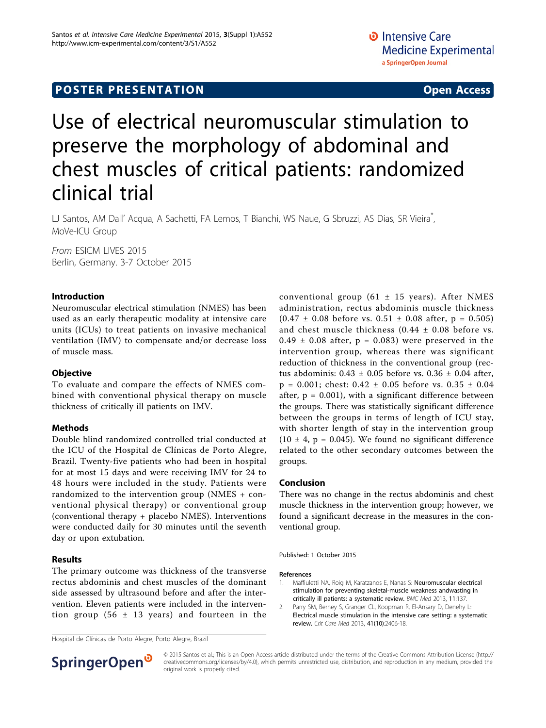POSTER PRESENTATION

Open Access

# Use of electrical neuromuscular stimulation to preserve the morphology of abdominal and chest muscles of critical patients: randomized clinical trial

LJ Santos, AM Dall' Acqua, A Sachetti, FA Lemos, T Bianchi, WS Naue, G Sbruzzi, AS Dias, SR Vieira*, MoVe-ICU Group

*From* ESICM LIVES 2015
Berlin, Germany. 3-7 October 2015

## Introduction

Neuromuscular electrical stimulation (NMES) has been used as an early therapeutic modality at intensive care units (ICUs) to treat patients on invasive mechanical ventilation (IMV) to compensate and/or decrease loss of muscle mass.

## Objective

To evaluate and compare the effects of NMES combined with conventional physical therapy on muscle thickness of critically ill patients on IMV.

## Methods

Double blind randomized controlled trial conducted at the ICU of the Hospital de Clínicas de Porto Alegre, Brazil. Twenty-five patients who had been in hospital for at most 15 days and were receiving IMV for 24 to 48 hours were included in the study. Patients were randomized to the intervention group (NMES + conventional physical therapy) or conventional group (conventional therapy + placebo NMES). Interventions were conducted daily for 30 minutes until the seventh day or upon extubation.

## Results

The primary outcome was thickness of the transverse rectus abdominis and chest muscles of the dominant side assessed by ultrasound before and after the intervention. Eleven patients were included in the intervention group (56 ± 13 years) and fourteen in the conventional group (61 ± 15 years). After NMES administration, rectus abdominis muscle thickness (0.47 ± 0.08 before vs. 0.51 ± 0.08 after, $p = 0.505$) and chest muscle thickness (0.44 ± 0.08 before vs. 0.49 ± 0.08 after, $p = 0.083$) were preserved in the intervention group, whereas there was significant reduction of thickness in the conventional group (rectus abdominis: 0.43 ± 0.05 before vs. 0.36 ± 0.04 after, $p = 0.001$; chest: 0.42 ± 0.05 before vs. 0.35 ± 0.04 after, $p = 0.001$), with a significant difference between the groups. There was statistically significant difference between the groups in terms of length of ICU stay, with shorter length of stay in the intervention group (10 ± 4, $p = 0.045$). We found no significant difference related to the other secondary outcomes between the groups.

## Conclusion

There was no change in the rectus abdominis and chest muscle thickness in the intervention group; however, we found a significant decrease in the measures in the conventional group.

Published: 1 October 2015

### References

1. Maffiuletti NA, Roig M, Karatzanos E, Nanas S: **Neuromuscular electrical stimulation for preventing skeletal-muscle weakness andwasting in critically ill patients: a systematic review.** *BMC Med* 2013, **11**:137.
2. Parry SM, Berney S, Granger CL, Koopman R, El-Ansary D, Denehy L: **Electrical muscle stimulation in the intensive care setting: a systematic review.** *Crit Care Med* 2013, **41(10)**:2406-18.

Hospital de Clínicas de Porto Alegre, Porto Alegre, Brazil

© 2015 Santos et al.; This is an Open Access article distributed under the terms of the Creative Commons Attribution License (http://creativecommons.org/licenses/by/4.0), which permits unrestricted use, distribution, and reproduction in any medium, provided the original work is properly cited.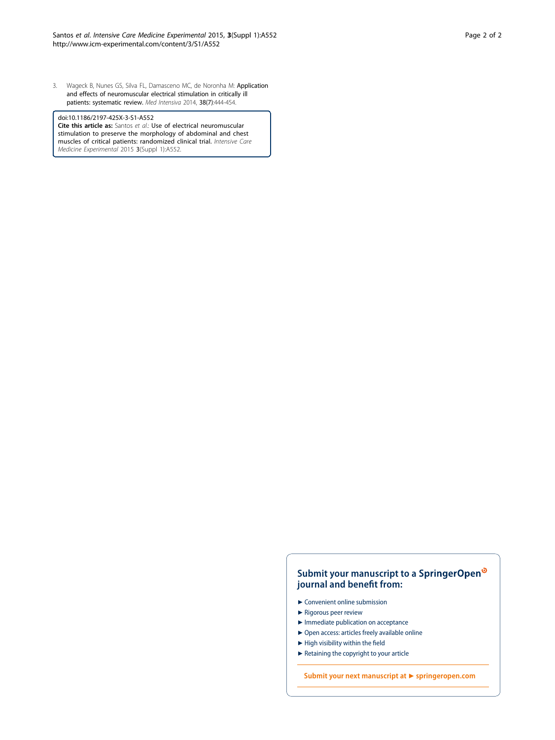3. Wageck B, Nunes GS, Silva FL, Damasceno MC, de Noronha M: **Application and effects of neuromuscular electrical stimulation in critically ill patients: systematic review.** *Med Intensiva* 2014, **38(7)**:444-454.

doi:10.1186/2197-425X-3-S1-A552
**Cite this article as:** Santos *et al.*: Use of electrical neuromuscular stimulation to preserve the morphology of abdominal and chest muscles of critical patients: randomized clinical trial. *Intensive Care Medicine Experimental* 2015 **3**(Suppl 1):A552.

**Submit your manuscript to a SpringerOpen journal and benefit from:**

- ► Convenient online submission
- ► Rigorous peer review
- ► Immediate publication on acceptance
- ► Open access: articles freely available online
- ► High visibility within the field
- ► Retaining the copyright to your article

**Submit your next manuscript at ► springeropen.com**